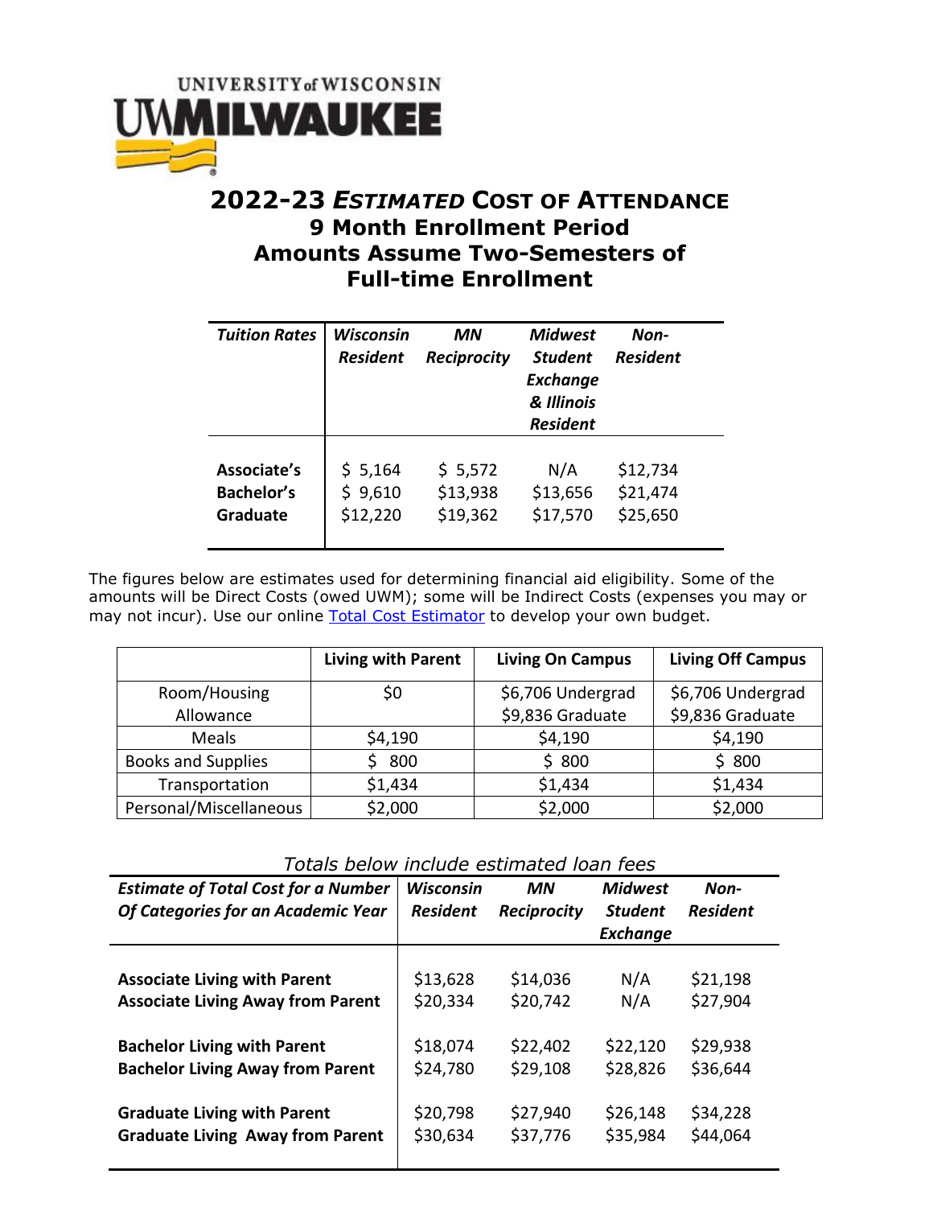UNIVERSITY of WISCONSIN
UWMILWAUKEE

# 2022-23 *ESTIMATED* COST OF ATTENDANCE
## 9 Month Enrollment Period
## Amounts Assume Two-Semesters of Full-time Enrollment

| *Tuition Rates* | *Wisconsin Resident* | *MN Reciprocity* | *Midwest Student Exchange & Illinois Resident* | *Non-Resident* |
|---|---|---|---|---|
| **Associate's** | $ 5,164 | $ 5,572 | N/A | $12,734 |
| **Bachelor's** | $ 9,610 | $13,938 | $13,656 | $21,474 |
| **Graduate** | $12,220 | $19,362 | $17,570 | $25,650 |

The figures below are estimates used for determining financial aid eligibility. Some of the amounts will be Direct Costs (owed UWM); some will be Indirect Costs (expenses you may or may not incur). Use our online Total Cost Estimator to develop your own budget.

| | Living with Parent | Living On Campus | Living Off Campus |
|---|---|---|---|
| Room/Housing Allowance | $0 | $6,706 Undergrad<br>$9,836 Graduate | $6,706 Undergrad<br>$9,836 Graduate |
| Meals | $4,190 | $4,190 | $4,190 |
| Books and Supplies | $ 800 | $ 800 | $ 800 |
| Transportation | $1,434 | $1,434 | $1,434 |
| Personal/Miscellaneous | $2,000 | $2,000 | $2,000 |

*Totals below include estimated loan fees*

| *Estimate of Total Cost for a Number Of Categories for an Academic Year* | *Wisconsin Resident* | *MN Reciprocity* | *Midwest Student Exchange* | *Non-Resident* |
|---|---|---|---|---|
| **Associate Living with Parent** | $13,628 | $14,036 | N/A | $21,198 |
| **Associate Living Away from Parent** | $20,334 | $20,742 | N/A | $27,904 |
| **Bachelor Living with Parent** | $18,074 | $22,402 | $22,120 | $29,938 |
| **Bachelor Living Away from Parent** | $24,780 | $29,108 | $28,826 | $36,644 |
| **Graduate Living with Parent** | $20,798 | $27,940 | $26,148 | $34,228 |
| **Graduate Living Away from Parent** | $30,634 | $37,776 | $35,984 | $44,064 |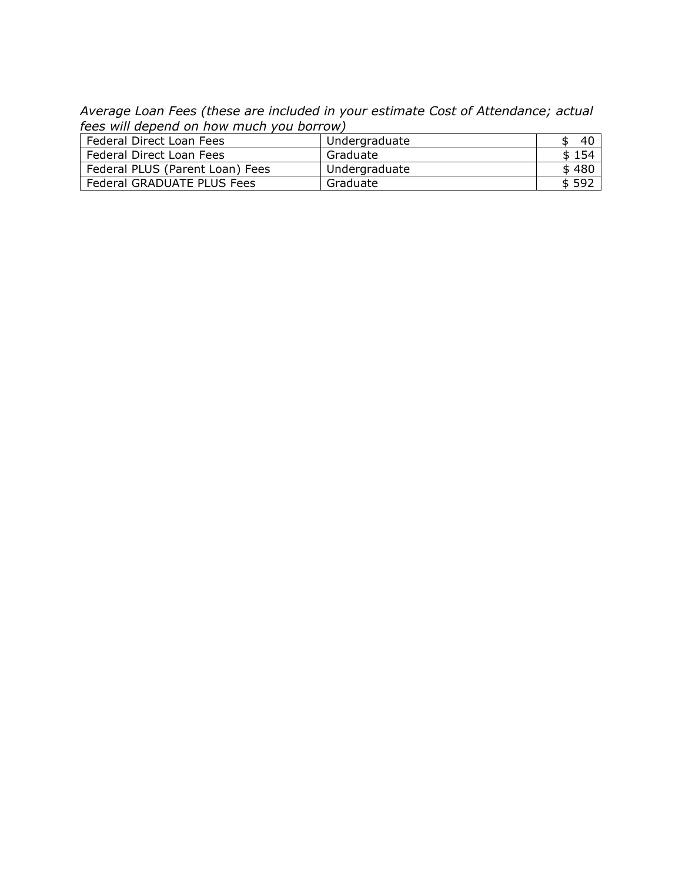*Average Loan Fees (these are included in your estimate Cost of Attendance; actual fees will depend on how much you borrow)*

| | | |
|---|---|---|
| Federal Direct Loan Fees | Undergraduate | $ 40 |
| Federal Direct Loan Fees | Graduate | $ 154 |
| Federal PLUS (Parent Loan) Fees | Undergraduate | $ 480 |
| Federal GRADUATE PLUS Fees | Graduate | $ 592 |